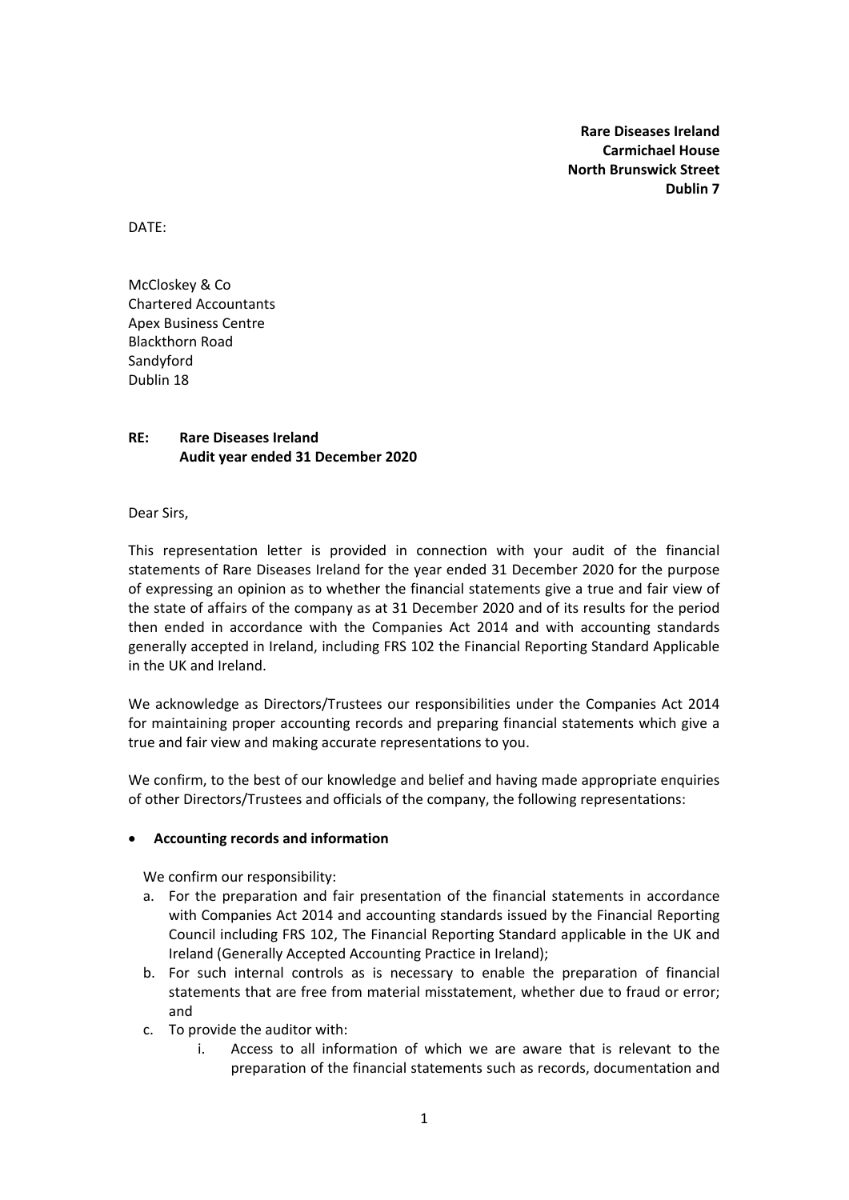**Rare Diseases Ireland**
**Carmichael House**
**North Brunswick Street**
**Dublin 7**

DATE:

McCloskey & Co
Chartered Accountants
Apex Business Centre
Blackthorn Road
Sandyford
Dublin 18

**RE: Rare Diseases Ireland**
**Audit year ended 31 December 2020**

Dear Sirs,

This representation letter is provided in connection with your audit of the financial statements of Rare Diseases Ireland for the year ended 31 December 2020 for the purpose of expressing an opinion as to whether the financial statements give a true and fair view of the state of affairs of the company as at 31 December 2020 and of its results for the period then ended in accordance with the Companies Act 2014 and with accounting standards generally accepted in Ireland, including FRS 102 the Financial Reporting Standard Applicable in the UK and Ireland.

We acknowledge as Directors/Trustees our responsibilities under the Companies Act 2014 for maintaining proper accounting records and preparing financial statements which give a true and fair view and making accurate representations to you.

We confirm, to the best of our knowledge and belief and having made appropriate enquiries of other Directors/Trustees and officials of the company, the following representations:

- **Accounting records and information**

  We confirm our responsibility:

  a. For the preparation and fair presentation of the financial statements in accordance with Companies Act 2014 and accounting standards issued by the Financial Reporting Council including FRS 102, The Financial Reporting Standard applicable in the UK and Ireland (Generally Accepted Accounting Practice in Ireland);
  b. For such internal controls as is necessary to enable the preparation of financial statements that are free from material misstatement, whether due to fraud or error; and
  c. To provide the auditor with:
     i. Access to all information of which we are aware that is relevant to the preparation of the financial statements such as records, documentation and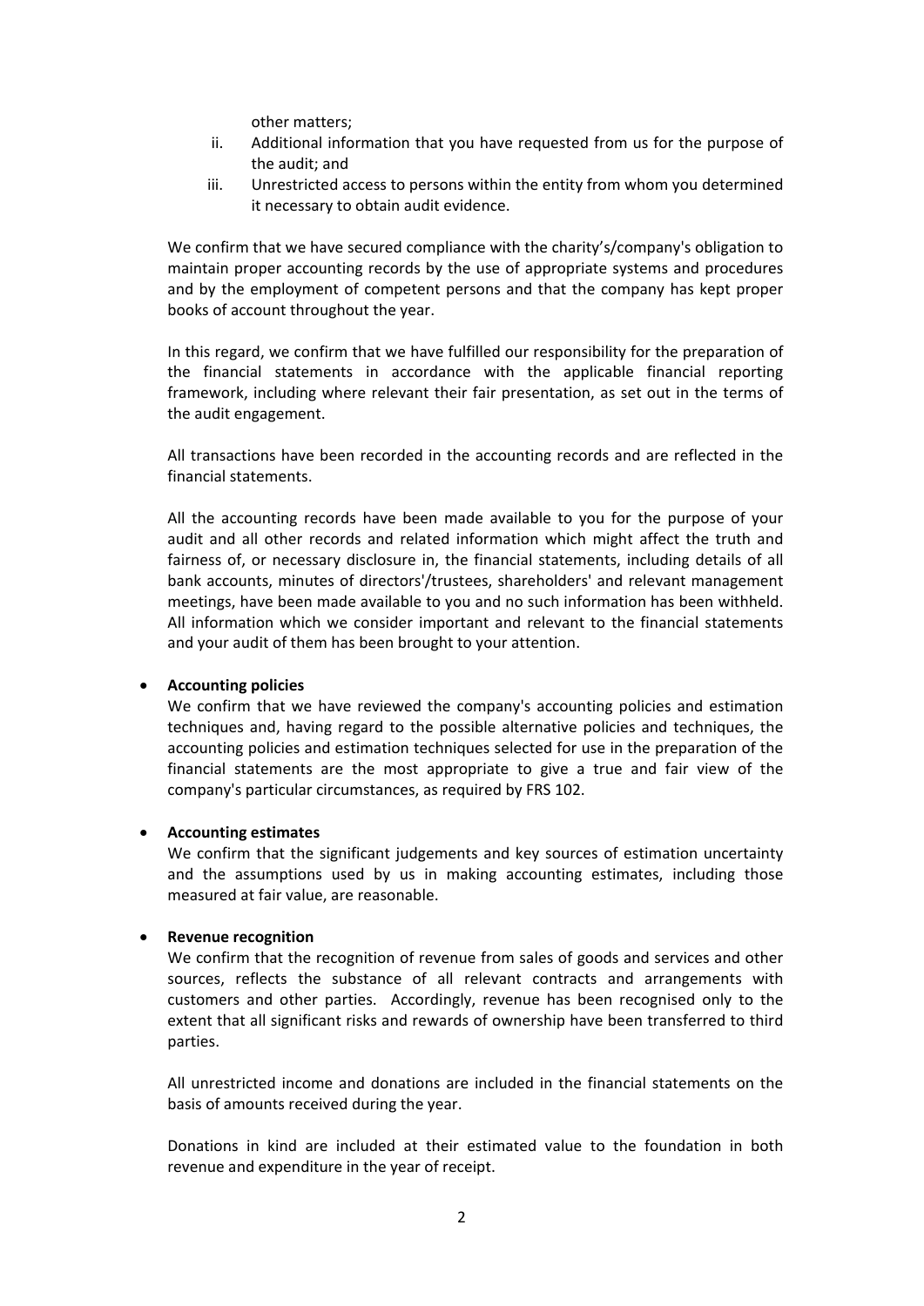other matters;

ii. Additional information that you have requested from us for the purpose of the audit; and
iii. Unrestricted access to persons within the entity from whom you determined it necessary to obtain audit evidence.

We confirm that we have secured compliance with the charity's/company's obligation to maintain proper accounting records by the use of appropriate systems and procedures and by the employment of competent persons and that the company has kept proper books of account throughout the year.

In this regard, we confirm that we have fulfilled our responsibility for the preparation of the financial statements in accordance with the applicable financial reporting framework, including where relevant their fair presentation, as set out in the terms of the audit engagement.

All transactions have been recorded in the accounting records and are reflected in the financial statements.

All the accounting records have been made available to you for the purpose of your audit and all other records and related information which might affect the truth and fairness of, or necessary disclosure in, the financial statements, including details of all bank accounts, minutes of directors'/trustees, shareholders' and relevant management meetings, have been made available to you and no such information has been withheld. All information which we consider important and relevant to the financial statements and your audit of them has been brought to your attention.

- **Accounting policies**
  We confirm that we have reviewed the company's accounting policies and estimation techniques and, having regard to the possible alternative policies and techniques, the accounting policies and estimation techniques selected for use in the preparation of the financial statements are the most appropriate to give a true and fair view of the company's particular circumstances, as required by FRS 102.

- **Accounting estimates**
  We confirm that the significant judgements and key sources of estimation uncertainty and the assumptions used by us in making accounting estimates, including those measured at fair value, are reasonable.

- **Revenue recognition**
  We confirm that the recognition of revenue from sales of goods and services and other sources, reflects the substance of all relevant contracts and arrangements with customers and other parties. Accordingly, revenue has been recognised only to the extent that all significant risks and rewards of ownership have been transferred to third parties.

  All unrestricted income and donations are included in the financial statements on the basis of amounts received during the year.

  Donations in kind are included at their estimated value to the foundation in both revenue and expenditure in the year of receipt.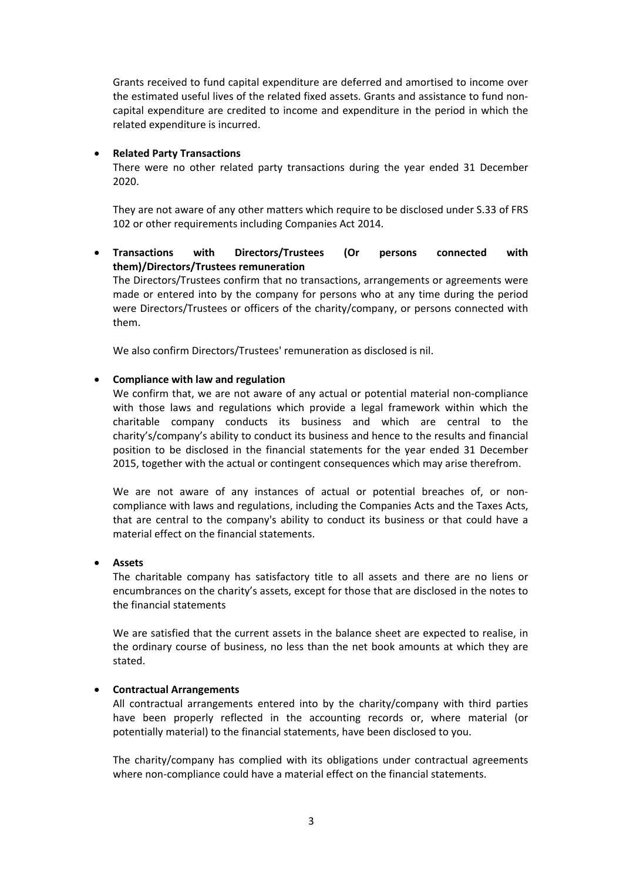Grants received to fund capital expenditure are deferred and amortised to income over the estimated useful lives of the related fixed assets. Grants and assistance to fund non-capital expenditure are credited to income and expenditure in the period in which the related expenditure is incurred.

- **Related Party Transactions**

  There were no other related party transactions during the year ended 31 December 2020.

  They are not aware of any other matters which require to be disclosed under S.33 of FRS 102 or other requirements including Companies Act 2014.

- **Transactions with Directors/Trustees (Or persons connected with them)/Directors/Trustees remuneration**

  The Directors/Trustees confirm that no transactions, arrangements or agreements were made or entered into by the company for persons who at any time during the period were Directors/Trustees or officers of the charity/company, or persons connected with them.

  We also confirm Directors/Trustees' remuneration as disclosed is nil.

- **Compliance with law and regulation**

  We confirm that, we are not aware of any actual or potential material non-compliance with those laws and regulations which provide a legal framework within which the charitable company conducts its business and which are central to the charity's/company's ability to conduct its business and hence to the results and financial position to be disclosed in the financial statements for the year ended 31 December 2015, together with the actual or contingent consequences which may arise therefrom.

  We are not aware of any instances of actual or potential breaches of, or non-compliance with laws and regulations, including the Companies Acts and the Taxes Acts, that are central to the company's ability to conduct its business or that could have a material effect on the financial statements.

- **Assets**

  The charitable company has satisfactory title to all assets and there are no liens or encumbrances on the charity's assets, except for those that are disclosed in the notes to the financial statements

  We are satisfied that the current assets in the balance sheet are expected to realise, in the ordinary course of business, no less than the net book amounts at which they are stated.

- **Contractual Arrangements**

  All contractual arrangements entered into by the charity/company with third parties have been properly reflected in the accounting records or, where material (or potentially material) to the financial statements, have been disclosed to you.

  The charity/company has complied with its obligations under contractual agreements where non-compliance could have a material effect on the financial statements.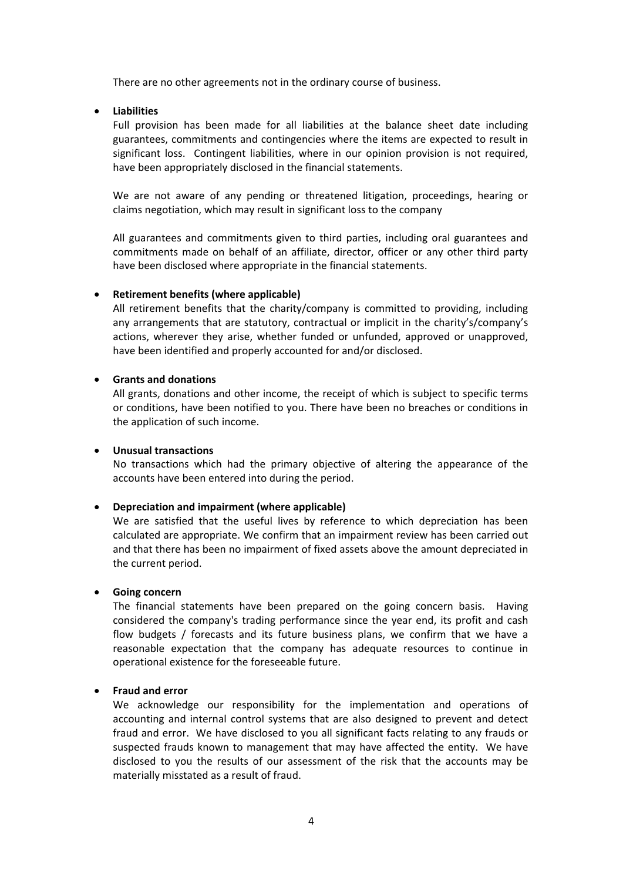There are no other agreements not in the ordinary course of business.

- **Liabilities**

  Full provision has been made for all liabilities at the balance sheet date including guarantees, commitments and contingencies where the items are expected to result in significant loss. Contingent liabilities, where in our opinion provision is not required, have been appropriately disclosed in the financial statements.

  We are not aware of any pending or threatened litigation, proceedings, hearing or claims negotiation, which may result in significant loss to the company

  All guarantees and commitments given to third parties, including oral guarantees and commitments made on behalf of an affiliate, director, officer or any other third party have been disclosed where appropriate in the financial statements.

- **Retirement benefits (where applicable)**

  All retirement benefits that the charity/company is committed to providing, including any arrangements that are statutory, contractual or implicit in the charity's/company's actions, wherever they arise, whether funded or unfunded, approved or unapproved, have been identified and properly accounted for and/or disclosed.

- **Grants and donations**

  All grants, donations and other income, the receipt of which is subject to specific terms or conditions, have been notified to you. There have been no breaches or conditions in the application of such income.

- **Unusual transactions**

  No transactions which had the primary objective of altering the appearance of the accounts have been entered into during the period.

- **Depreciation and impairment (where applicable)**

  We are satisfied that the useful lives by reference to which depreciation has been calculated are appropriate. We confirm that an impairment review has been carried out and that there has been no impairment of fixed assets above the amount depreciated in the current period.

- **Going concern**

  The financial statements have been prepared on the going concern basis. Having considered the company's trading performance since the year end, its profit and cash flow budgets / forecasts and its future business plans, we confirm that we have a reasonable expectation that the company has adequate resources to continue in operational existence for the foreseeable future.

- **Fraud and error**

  We acknowledge our responsibility for the implementation and operations of accounting and internal control systems that are also designed to prevent and detect fraud and error. We have disclosed to you all significant facts relating to any frauds or suspected frauds known to management that may have affected the entity. We have disclosed to you the results of our assessment of the risk that the accounts may be materially misstated as a result of fraud.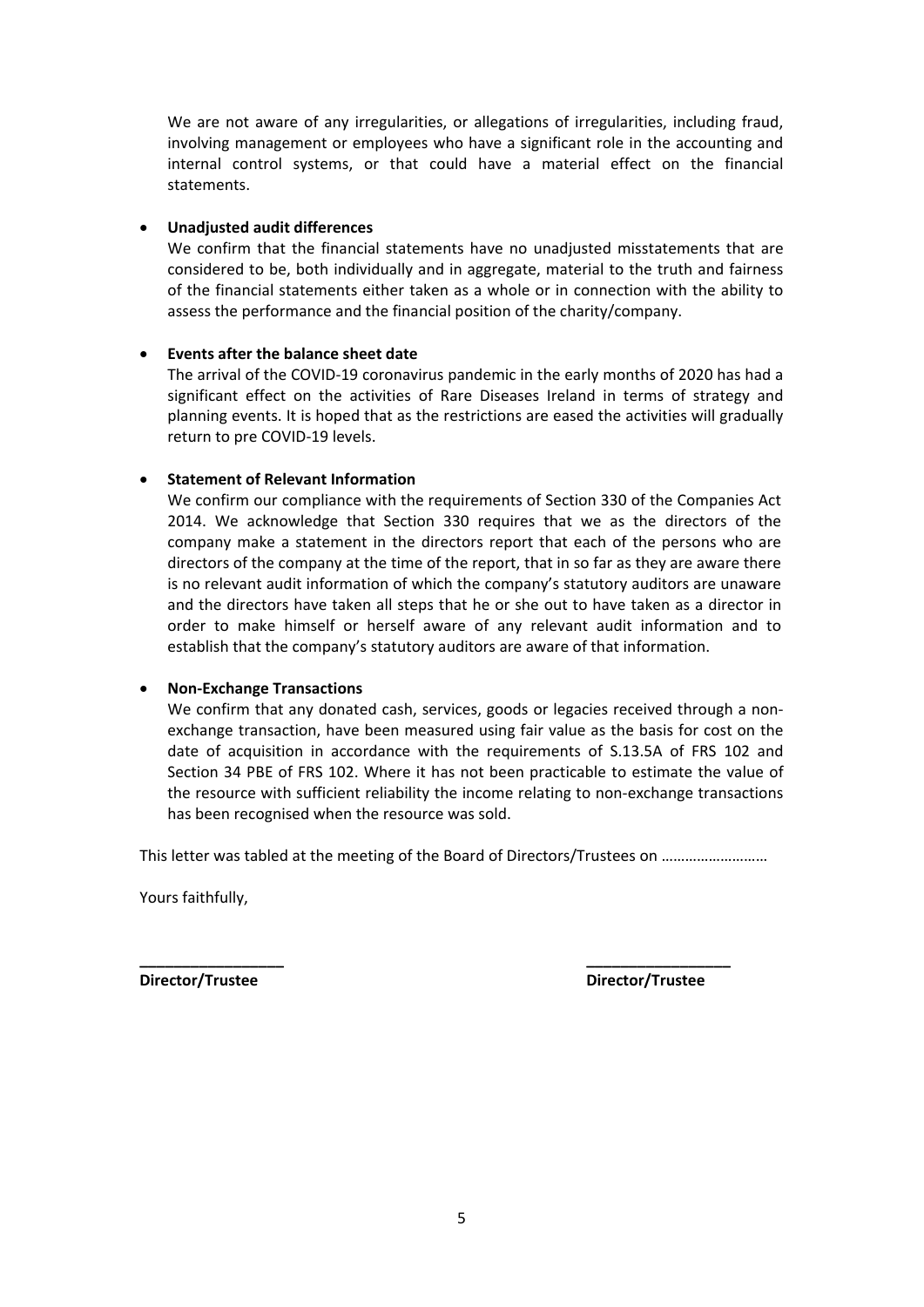We are not aware of any irregularities, or allegations of irregularities, including fraud, involving management or employees who have a significant role in the accounting and internal control systems, or that could have a material effect on the financial statements.

- **Unadjusted audit differences**
  We confirm that the financial statements have no unadjusted misstatements that are considered to be, both individually and in aggregate, material to the truth and fairness of the financial statements either taken as a whole or in connection with the ability to assess the performance and the financial position of the charity/company.

- **Events after the balance sheet date**
  The arrival of the COVID-19 coronavirus pandemic in the early months of 2020 has had a significant effect on the activities of Rare Diseases Ireland in terms of strategy and planning events. It is hoped that as the restrictions are eased the activities will gradually return to pre COVID-19 levels.

- **Statement of Relevant Information**
  We confirm our compliance with the requirements of Section 330 of the Companies Act 2014. We acknowledge that Section 330 requires that we as the directors of the company make a statement in the directors report that each of the persons who are directors of the company at the time of the report, that in so far as they are aware there is no relevant audit information of which the company's statutory auditors are unaware and the directors have taken all steps that he or she out to have taken as a director in order to make himself or herself aware of any relevant audit information and to establish that the company's statutory auditors are aware of that information.

- **Non-Exchange Transactions**
  We confirm that any donated cash, services, goods or legacies received through a non-exchange transaction, have been measured using fair value as the basis for cost on the date of acquisition in accordance with the requirements of S.13.5A of FRS 102 and Section 34 PBE of FRS 102. Where it has not been practicable to estimate the value of the resource with sufficient reliability the income relating to non-exchange transactions has been recognised when the resource was sold.

This letter was tabled at the meeting of the Board of Directors/Trustees on ………………………

Yours faithfully,

_________________ _________________

**Director/Trustee** **Director/Trustee**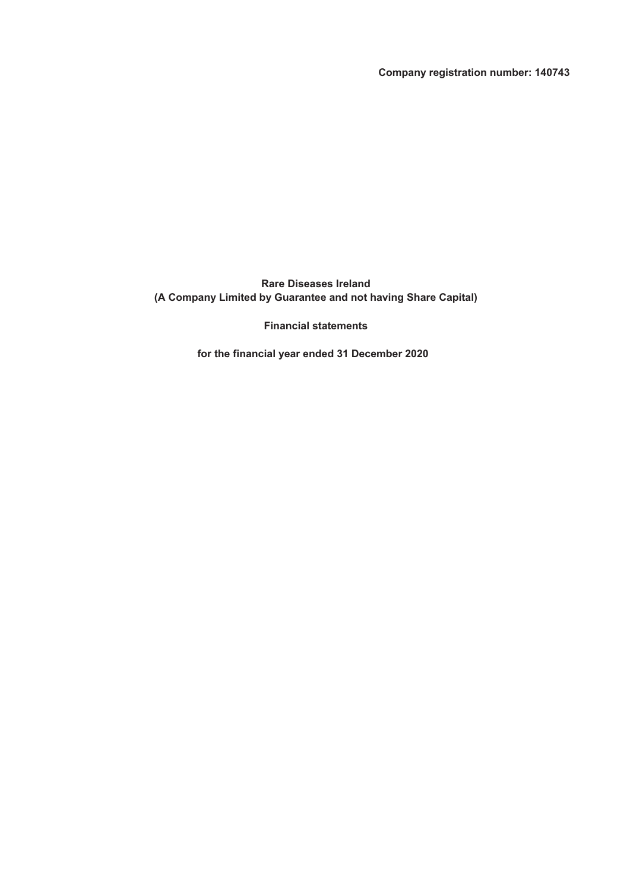**Company registration number: 140743**

**Rare Diseases Ireland**
**(A Company Limited by Guarantee and not having Share Capital)**

**Financial statements**

**for the financial year ended 31 December 2020**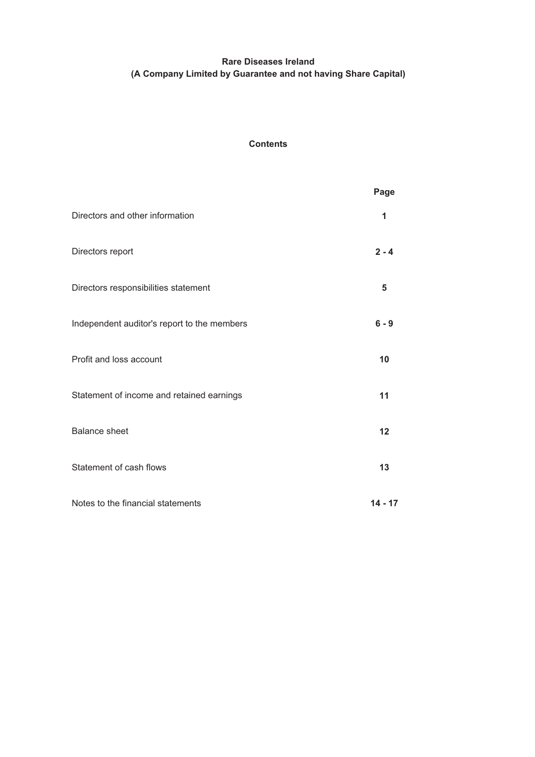# Rare Diseases Ireland
## (A Company Limited by Guarantee and not having Share Capital)

### Contents

| | Page |
|---|---|
| Directors and other information | 1 |
| Directors report | 2 - 4 |
| Directors responsibilities statement | 5 |
| Independent auditor's report to the members | 6 - 9 |
| Profit and loss account | 10 |
| Statement of income and retained earnings | 11 |
| Balance sheet | 12 |
| Statement of cash flows | 13 |
| Notes to the financial statements | 14 - 17 |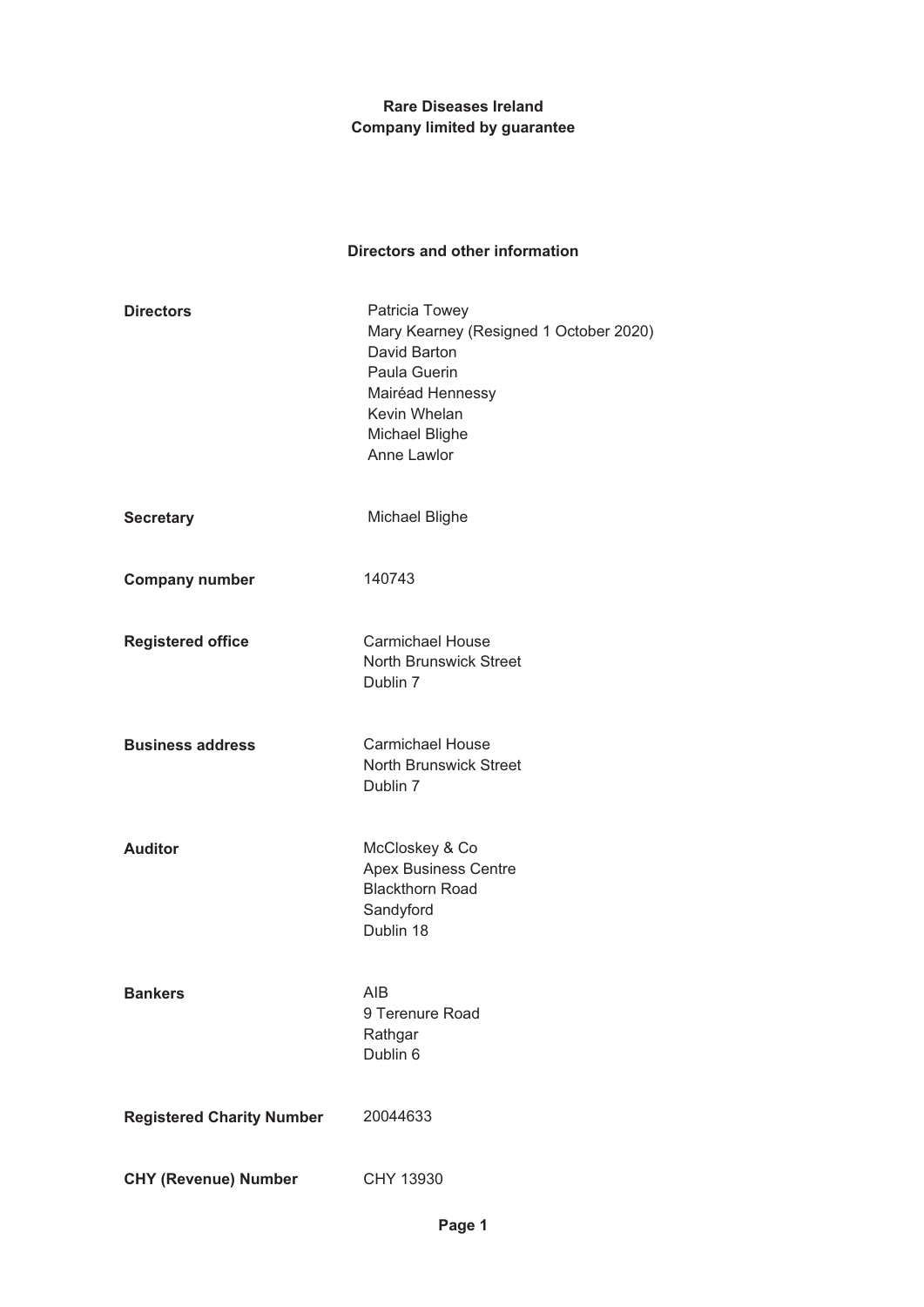**Rare Diseases Ireland**
**Company limited by guarantee**

## Directors and other information

| | |
|---|---|
| **Directors** | Patricia Towey<br>Mary Kearney (Resigned 1 October 2020)<br>David Barton<br>Paula Guerin<br>Mairéad Hennessy<br>Kevin Whelan<br>Michael Blighe<br>Anne Lawlor |
| **Secretary** | Michael Blighe |
| **Company number** | 140743 |
| **Registered office** | Carmichael House<br>North Brunswick Street<br>Dublin 7 |
| **Business address** | Carmichael House<br>North Brunswick Street<br>Dublin 7 |
| **Auditor** | McCloskey & Co<br>Apex Business Centre<br>Blackthorn Road<br>Sandyford<br>Dublin 18 |
| **Bankers** | AIB<br>9 Terenure Road<br>Rathgar<br>Dublin 6 |
| **Registered Charity Number** | 20044633 |
| **CHY (Revenue) Number** | CHY 13930 |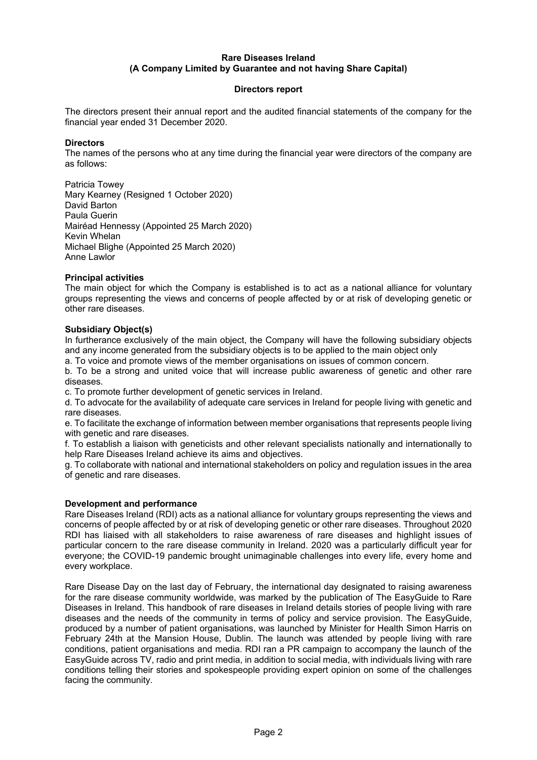**Rare Diseases Ireland**
**(A Company Limited by Guarantee and not having Share Capital)**

## Directors report

The directors present their annual report and the audited financial statements of the company for the financial year ended 31 December 2020.

### Directors

The names of the persons who at any time during the financial year were directors of the company are as follows:

Patricia Towey
Mary Kearney (Resigned 1 October 2020)
David Barton
Paula Guerin
Mairéad Hennessy (Appointed 25 March 2020)
Kevin Whelan
Michael Blighe (Appointed 25 March 2020)
Anne Lawlor

### Principal activities

The main object for which the Company is established is to act as a national alliance for voluntary groups representing the views and concerns of people affected by or at risk of developing genetic or other rare diseases.

### Subsidiary Object(s)

In furtherance exclusively of the main object, the Company will have the following subsidiary objects and any income generated from the subsidiary objects is to be applied to the main object only

a. To voice and promote views of the member organisations on issues of common concern.

b. To be a strong and united voice that will increase public awareness of genetic and other rare diseases.

c. To promote further development of genetic services in Ireland.

d. To advocate for the availability of adequate care services in Ireland for people living with genetic and rare diseases.

e. To facilitate the exchange of information between member organisations that represents people living with genetic and rare diseases.

f. To establish a liaison with geneticists and other relevant specialists nationally and internationally to help Rare Diseases Ireland achieve its aims and objectives.

g. To collaborate with national and international stakeholders on policy and regulation issues in the area of genetic and rare diseases.

### Development and performance

Rare Diseases Ireland (RDI) acts as a national alliance for voluntary groups representing the views and concerns of people affected by or at risk of developing genetic or other rare diseases. Throughout 2020 RDI has liaised with all stakeholders to raise awareness of rare diseases and highlight issues of particular concern to the rare disease community in Ireland. 2020 was a particularly difficult year for everyone; the COVID-19 pandemic brought unimaginable challenges into every life, every home and every workplace.

Rare Disease Day on the last day of February, the international day designated to raising awareness for the rare disease community worldwide, was marked by the publication of The EasyGuide to Rare Diseases in Ireland. This handbook of rare diseases in Ireland details stories of people living with rare diseases and the needs of the community in terms of policy and service provision. The EasyGuide, produced by a number of patient organisations, was launched by Minister for Health Simon Harris on February 24th at the Mansion House, Dublin. The launch was attended by people living with rare conditions, patient organisations and media. RDI ran a PR campaign to accompany the launch of the EasyGuide across TV, radio and print media, in addition to social media, with individuals living with rare conditions telling their stories and spokespeople providing expert opinion on some of the challenges facing the community.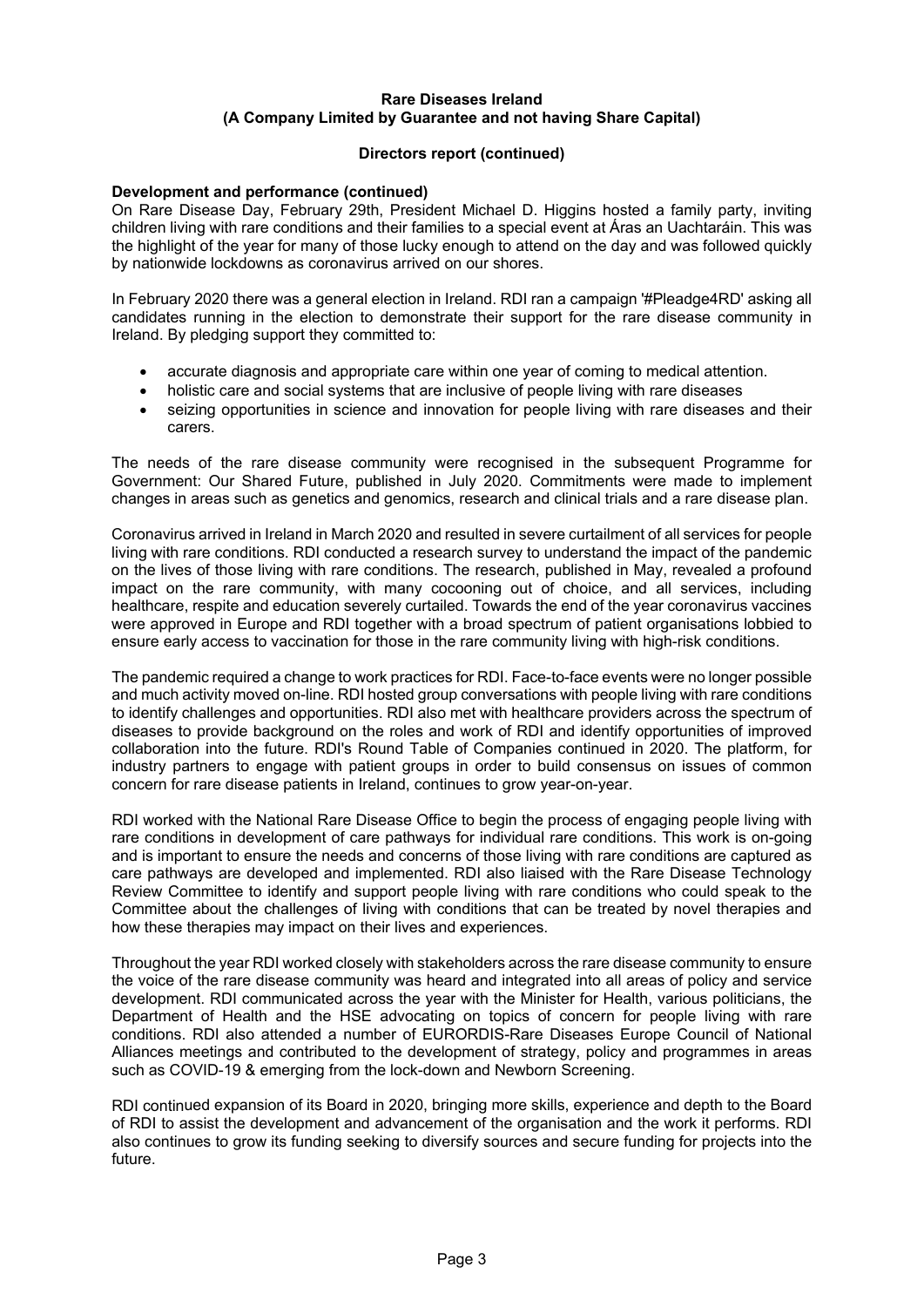**Rare Diseases Ireland**
**(A Company Limited by Guarantee and not having Share Capital)**

**Directors report (continued)**

**Development and performance (continued)**

On Rare Disease Day, February 29th, President Michael D. Higgins hosted a family party, inviting children living with rare conditions and their families to a special event at Áras an Uachtaráin. This was the highlight of the year for many of those lucky enough to attend on the day and was followed quickly by nationwide lockdowns as coronavirus arrived on our shores.

In February 2020 there was a general election in Ireland. RDI ran a campaign '#Pleadge4RD' asking all candidates running in the election to demonstrate their support for the rare disease community in Ireland. By pledging support they committed to:

- accurate diagnosis and appropriate care within one year of coming to medical attention.
- holistic care and social systems that are inclusive of people living with rare diseases
- seizing opportunities in science and innovation for people living with rare diseases and their carers.

The needs of the rare disease community were recognised in the subsequent Programme for Government: Our Shared Future, published in July 2020. Commitments were made to implement changes in areas such as genetics and genomics, research and clinical trials and a rare disease plan.

Coronavirus arrived in Ireland in March 2020 and resulted in severe curtailment of all services for people living with rare conditions. RDI conducted a research survey to understand the impact of the pandemic on the lives of those living with rare conditions. The research, published in May, revealed a profound impact on the rare community, with many cocooning out of choice, and all services, including healthcare, respite and education severely curtailed. Towards the end of the year coronavirus vaccines were approved in Europe and RDI together with a broad spectrum of patient organisations lobbied to ensure early access to vaccination for those in the rare community living with high-risk conditions.

The pandemic required a change to work practices for RDI. Face-to-face events were no longer possible and much activity moved on-line. RDI hosted group conversations with people living with rare conditions to identify challenges and opportunities. RDI also met with healthcare providers across the spectrum of diseases to provide background on the roles and work of RDI and identify opportunities of improved collaboration into the future. RDI's Round Table of Companies continued in 2020. The platform, for industry partners to engage with patient groups in order to build consensus on issues of common concern for rare disease patients in Ireland, continues to grow year-on-year.

RDI worked with the National Rare Disease Office to begin the process of engaging people living with rare conditions in development of care pathways for individual rare conditions. This work is on-going and is important to ensure the needs and concerns of those living with rare conditions are captured as care pathways are developed and implemented. RDI also liaised with the Rare Disease Technology Review Committee to identify and support people living with rare conditions who could speak to the Committee about the challenges of living with conditions that can be treated by novel therapies and how these therapies may impact on their lives and experiences.

Throughout the year RDI worked closely with stakeholders across the rare disease community to ensure the voice of the rare disease community was heard and integrated into all areas of policy and service development. RDI communicated across the year with the Minister for Health, various politicians, the Department of Health and the HSE advocating on topics of concern for people living with rare conditions. RDI also attended a number of EURORDIS-Rare Diseases Europe Council of National Alliances meetings and contributed to the development of strategy, policy and programmes in areas such as COVID-19 & emerging from the lock-down and Newborn Screening.

RDI continued expansion of its Board in 2020, bringing more skills, experience and depth to the Board of RDI to assist the development and advancement of the organisation and the work it performs. RDI also continues to grow its funding seeking to diversify sources and secure funding for projects into the future.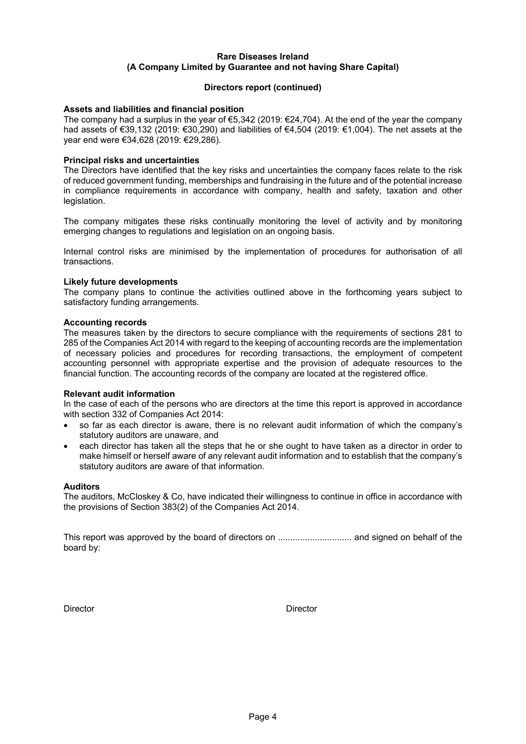**Rare Diseases Ireland**
**(A Company Limited by Guarantee and not having Share Capital)**

**Directors report (continued)**

**Assets and liabilities and financial position**
The company had a surplus in the year of €5,342 (2019: €24,704). At the end of the year the company had assets of €39,132 (2019: €30,290) and liabilities of €4,504 (2019: €1,004). The net assets at the year end were €34,628 (2019: €29,286).

**Principal risks and uncertainties**
The Directors have identified that the key risks and uncertainties the company faces relate to the risk of reduced government funding, memberships and fundraising in the future and of the potential increase in compliance requirements in accordance with company, health and safety, taxation and other legislation.

The company mitigates these risks continually monitoring the level of activity and by monitoring emerging changes to regulations and legislation on an ongoing basis.

Internal control risks are minimised by the implementation of procedures for authorisation of all transactions.

**Likely future developments**
The company plans to continue the activities outlined above in the forthcoming years subject to satisfactory funding arrangements.

**Accounting records**
The measures taken by the directors to secure compliance with the requirements of sections 281 to 285 of the Companies Act 2014 with regard to the keeping of accounting records are the implementation of necessary policies and procedures for recording transactions, the employment of competent accounting personnel with appropriate expertise and the provision of adequate resources to the financial function. The accounting records of the company are located at the registered office.

**Relevant audit information**
In the case of each of the persons who are directors at the time this report is approved in accordance with section 332 of Companies Act 2014:

- so far as each director is aware, there is no relevant audit information of which the company's statutory auditors are unaware, and
- each director has taken all the steps that he or she ought to have taken as a director in order to make himself or herself aware of any relevant audit information and to establish that the company's statutory auditors are aware of that information.

**Auditors**
The auditors, McCloskey & Co, have indicated their willingness to continue in office in accordance with the provisions of Section 383(2) of the Companies Act 2014.

This report was approved by the board of directors on .............................. and signed on behalf of the board by:

Director Director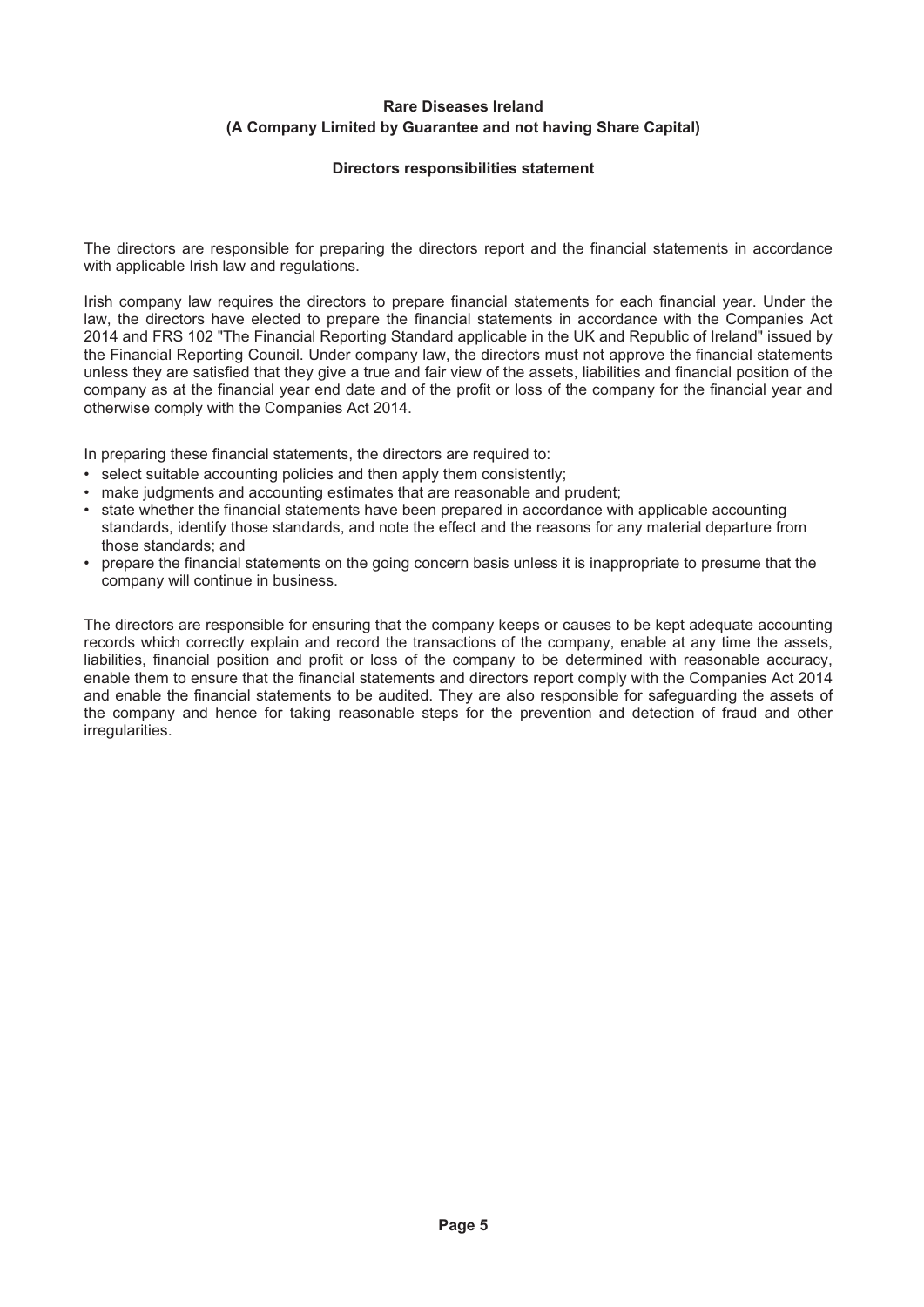**Rare Diseases Ireland**
**(A Company Limited by Guarantee and not having Share Capital)**

## Directors responsibilities statement

The directors are responsible for preparing the directors report and the financial statements in accordance with applicable Irish law and regulations.

Irish company law requires the directors to prepare financial statements for each financial year. Under the law, the directors have elected to prepare the financial statements in accordance with the Companies Act 2014 and FRS 102 "The Financial Reporting Standard applicable in the UK and Republic of Ireland" issued by the Financial Reporting Council. Under company law, the directors must not approve the financial statements unless they are satisfied that they give a true and fair view of the assets, liabilities and financial position of the company as at the financial year end date and of the profit or loss of the company for the financial year and otherwise comply with the Companies Act 2014.

In preparing these financial statements, the directors are required to:

- select suitable accounting policies and then apply them consistently;
- make judgments and accounting estimates that are reasonable and prudent;
- state whether the financial statements have been prepared in accordance with applicable accounting standards, identify those standards, and note the effect and the reasons for any material departure from those standards; and
- prepare the financial statements on the going concern basis unless it is inappropriate to presume that the company will continue in business.

The directors are responsible for ensuring that the company keeps or causes to be kept adequate accounting records which correctly explain and record the transactions of the company, enable at any time the assets, liabilities, financial position and profit or loss of the company to be determined with reasonable accuracy, enable them to ensure that the financial statements and directors report comply with the Companies Act 2014 and enable the financial statements to be audited. They are also responsible for safeguarding the assets of the company and hence for taking reasonable steps for the prevention and detection of fraud and other irregularities.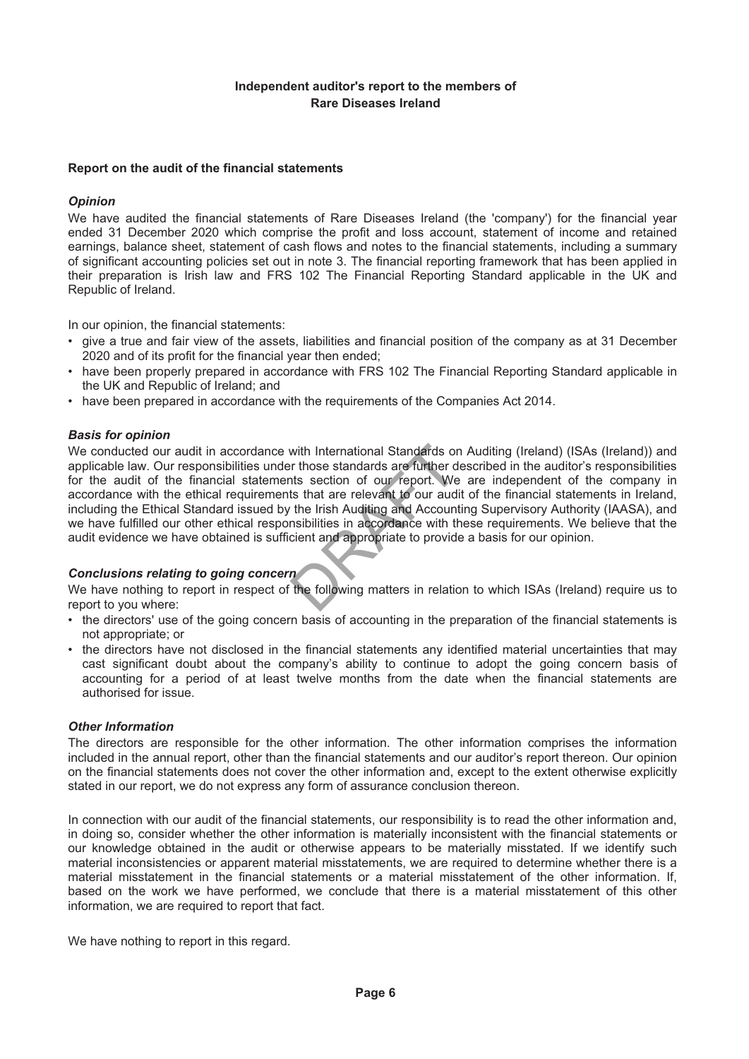**Independent auditor's report to the members of**
**Rare Diseases Ireland**

**Report on the audit of the financial statements**

***Opinion***

We have audited the financial statements of Rare Diseases Ireland (the 'company') for the financial year ended 31 December 2020 which comprise the profit and loss account, statement of income and retained earnings, balance sheet, statement of cash flows and notes to the financial statements, including a summary of significant accounting policies set out in note 3. The financial reporting framework that has been applied in their preparation is Irish law and FRS 102 The Financial Reporting Standard applicable in the UK and Republic of Ireland.

In our opinion, the financial statements:

- give a true and fair view of the assets, liabilities and financial position of the company as at 31 December 2020 and of its profit for the financial year then ended;
- have been properly prepared in accordance with FRS 102 The Financial Reporting Standard applicable in the UK and Republic of Ireland; and
- have been prepared in accordance with the requirements of the Companies Act 2014.

***Basis for opinion***

We conducted our audit in accordance with International Standards on Auditing (Ireland) (ISAs (Ireland)) and applicable law. Our responsibilities under those standards are further described in the auditor's responsibilities for the audit of the financial statements section of our report. We are independent of the company in accordance with the ethical requirements that are relevant to our audit of the financial statements in Ireland, including the Ethical Standard issued by the Irish Auditing and Accounting Supervisory Authority (IAASA), and we have fulfilled our other ethical responsibilities in accordance with these requirements. We believe that the audit evidence we have obtained is sufficient and appropriate to provide a basis for our opinion.

***Conclusions relating to going concern***

We have nothing to report in respect of the following matters in relation to which ISAs (Ireland) require us to report to you where:

- the directors' use of the going concern basis of accounting in the preparation of the financial statements is not appropriate; or
- the directors have not disclosed in the financial statements any identified material uncertainties that may cast significant doubt about the company's ability to continue to adopt the going concern basis of accounting for a period of at least twelve months from the date when the financial statements are authorised for issue.

***Other Information***

The directors are responsible for the other information. The other information comprises the information included in the annual report, other than the financial statements and our auditor's report thereon. Our opinion on the financial statements does not cover the other information and, except to the extent otherwise explicitly stated in our report, we do not express any form of assurance conclusion thereon.

In connection with our audit of the financial statements, our responsibility is to read the other information and, in doing so, consider whether the other information is materially inconsistent with the financial statements or our knowledge obtained in the audit or otherwise appears to be materially misstated. If we identify such material inconsistencies or apparent material misstatements, we are required to determine whether there is a material misstatement in the financial statements or a material misstatement of the other information. If, based on the work we have performed, we conclude that there is a material misstatement of this other information, we are required to report that fact.

We have nothing to report in this regard.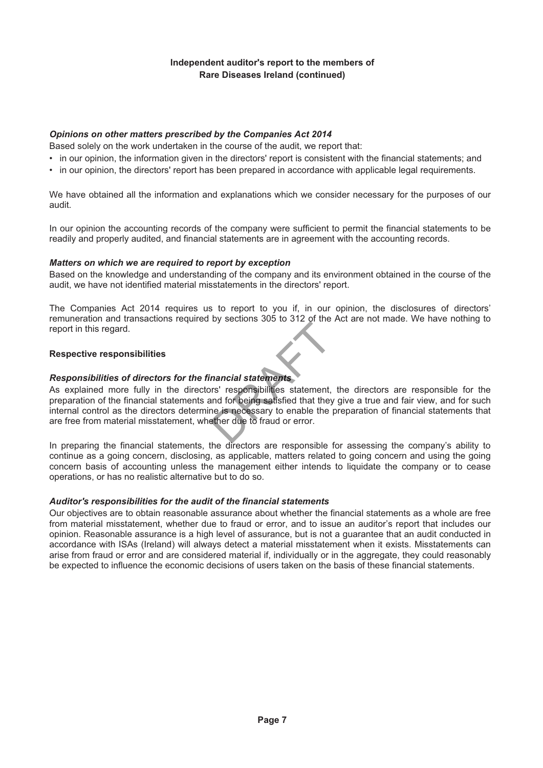**Independent auditor's report to the members of Rare Diseases Ireland (continued)**

### *Opinions on other matters prescribed by the Companies Act 2014*

Based solely on the work undertaken in the course of the audit, we report that:

- in our opinion, the information given in the directors' report is consistent with the financial statements; and
- in our opinion, the directors' report has been prepared in accordance with applicable legal requirements.

We have obtained all the information and explanations which we consider necessary for the purposes of our audit.

In our opinion the accounting records of the company were sufficient to permit the financial statements to be readily and properly audited, and financial statements are in agreement with the accounting records.

### *Matters on which we are required to report by exception*

Based on the knowledge and understanding of the company and its environment obtained in the course of the audit, we have not identified material misstatements in the directors' report.

The Companies Act 2014 requires us to report to you if, in our opinion, the disclosures of directors' remuneration and transactions required by sections 305 to 312 of the Act are not made. We have nothing to report in this regard.

## Respective responsibilities

### *Responsibilities of directors for the financial statements*

As explained more fully in the directors' responsibilities statement, the directors are responsible for the preparation of the financial statements and for being satisfied that they give a true and fair view, and for such internal control as the directors determine is necessary to enable the preparation of financial statements that are free from material misstatement, whether due to fraud or error.

In preparing the financial statements, the directors are responsible for assessing the company's ability to continue as a going concern, disclosing, as applicable, matters related to going concern and using the going concern basis of accounting unless the management either intends to liquidate the company or to cease operations, or has no realistic alternative but to do so.

### *Auditor's responsibilities for the audit of the financial statements*

Our objectives are to obtain reasonable assurance about whether the financial statements as a whole are free from material misstatement, whether due to fraud or error, and to issue an auditor's report that includes our opinion. Reasonable assurance is a high level of assurance, but is not a guarantee that an audit conducted in accordance with ISAs (Ireland) will always detect a material misstatement when it exists. Misstatements can arise from fraud or error and are considered material if, individually or in the aggregate, they could reasonably be expected to influence the economic decisions of users taken on the basis of these financial statements.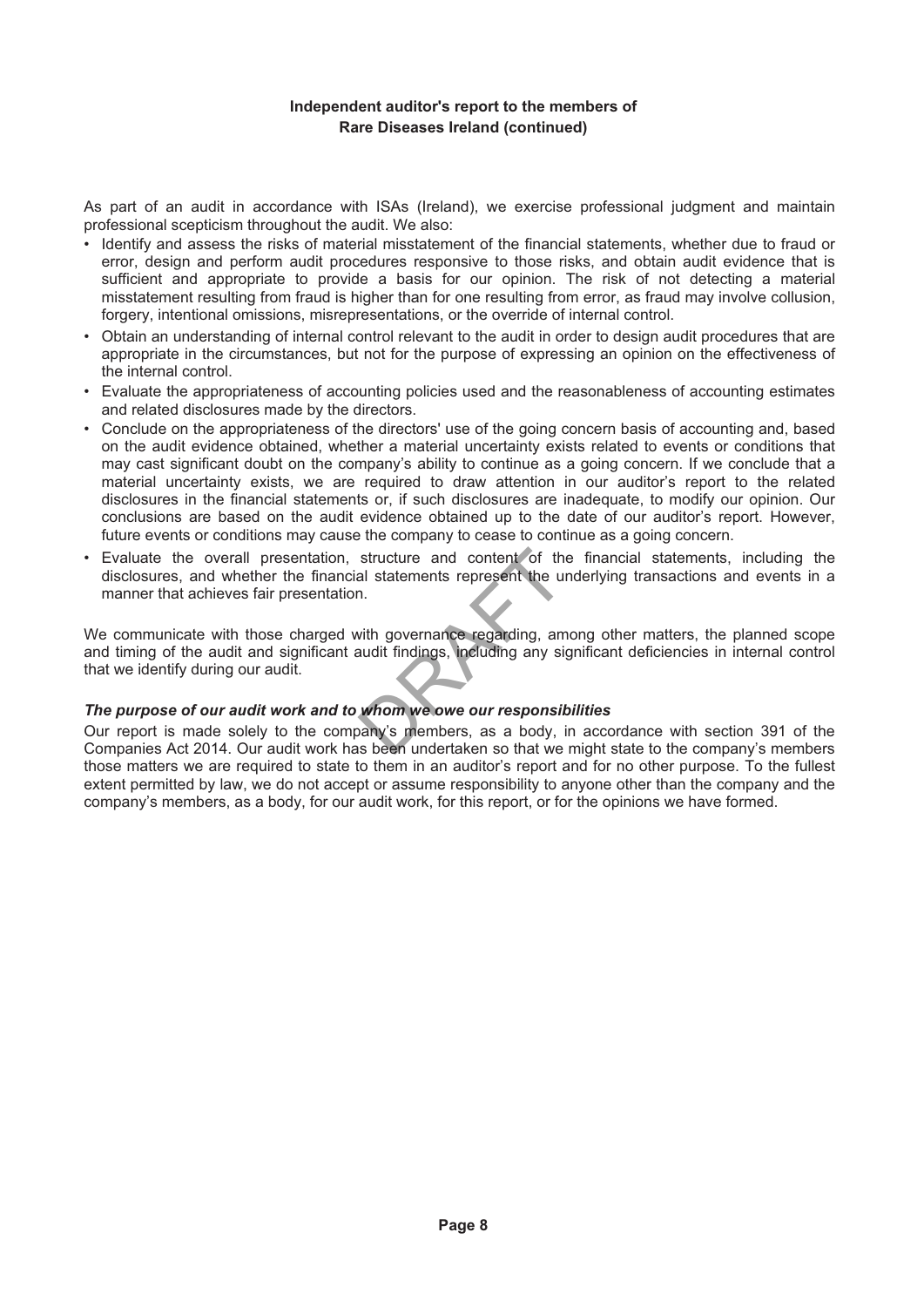**Independent auditor's report to the members of Rare Diseases Ireland (continued)**

As part of an audit in accordance with ISAs (Ireland), we exercise professional judgment and maintain professional scepticism throughout the audit. We also:

- Identify and assess the risks of material misstatement of the financial statements, whether due to fraud or error, design and perform audit procedures responsive to those risks, and obtain audit evidence that is sufficient and appropriate to provide a basis for our opinion. The risk of not detecting a material misstatement resulting from fraud is higher than for one resulting from error, as fraud may involve collusion, forgery, intentional omissions, misrepresentations, or the override of internal control.
- Obtain an understanding of internal control relevant to the audit in order to design audit procedures that are appropriate in the circumstances, but not for the purpose of expressing an opinion on the effectiveness of the internal control.
- Evaluate the appropriateness of accounting policies used and the reasonableness of accounting estimates and related disclosures made by the directors.
- Conclude on the appropriateness of the directors' use of the going concern basis of accounting and, based on the audit evidence obtained, whether a material uncertainty exists related to events or conditions that may cast significant doubt on the company's ability to continue as a going concern. If we conclude that a material uncertainty exists, we are required to draw attention in our auditor's report to the related disclosures in the financial statements or, if such disclosures are inadequate, to modify our opinion. Our conclusions are based on the audit evidence obtained up to the date of our auditor's report. However, future events or conditions may cause the company to cease to continue as a going concern.
- Evaluate the overall presentation, structure and content of the financial statements, including the disclosures, and whether the financial statements represent the underlying transactions and events in a manner that achieves fair presentation.

We communicate with those charged with governance regarding, among other matters, the planned scope and timing of the audit and significant audit findings, including any significant deficiencies in internal control that we identify during our audit.

***The purpose of our audit work and to whom we owe our responsibilities***

Our report is made solely to the company's members, as a body, in accordance with section 391 of the Companies Act 2014. Our audit work has been undertaken so that we might state to the company's members those matters we are required to state to them in an auditor's report and for no other purpose. To the fullest extent permitted by law, we do not accept or assume responsibility to anyone other than the company and the company's members, as a body, for our audit work, for this report, or for the opinions we have formed.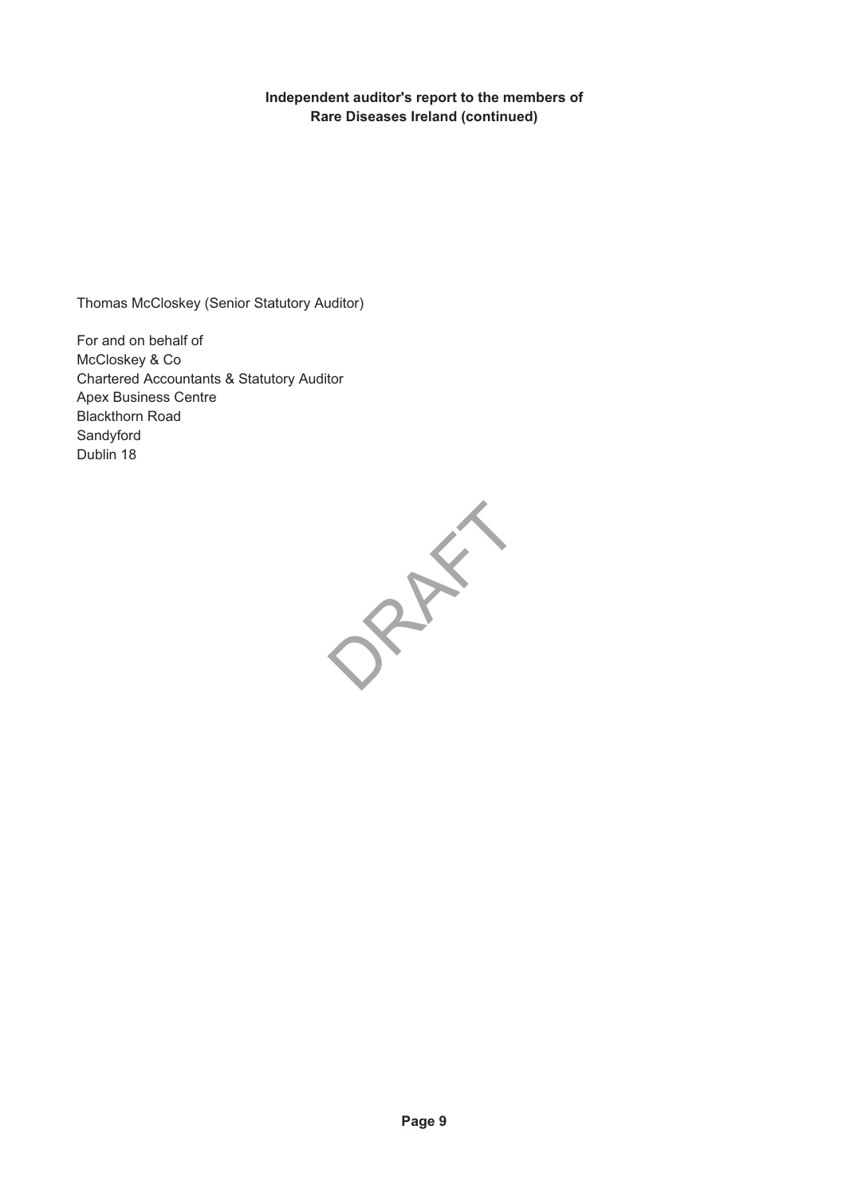**Independent auditor's report to the members of Rare Diseases Ireland (continued)**

Thomas McCloskey (Senior Statutory Auditor)

For and on behalf of  
McCloskey & Co  
Chartered Accountants & Statutory Auditor  
Apex Business Centre  
Blackthorn Road  
Sandyford  
Dublin 18

DRAFT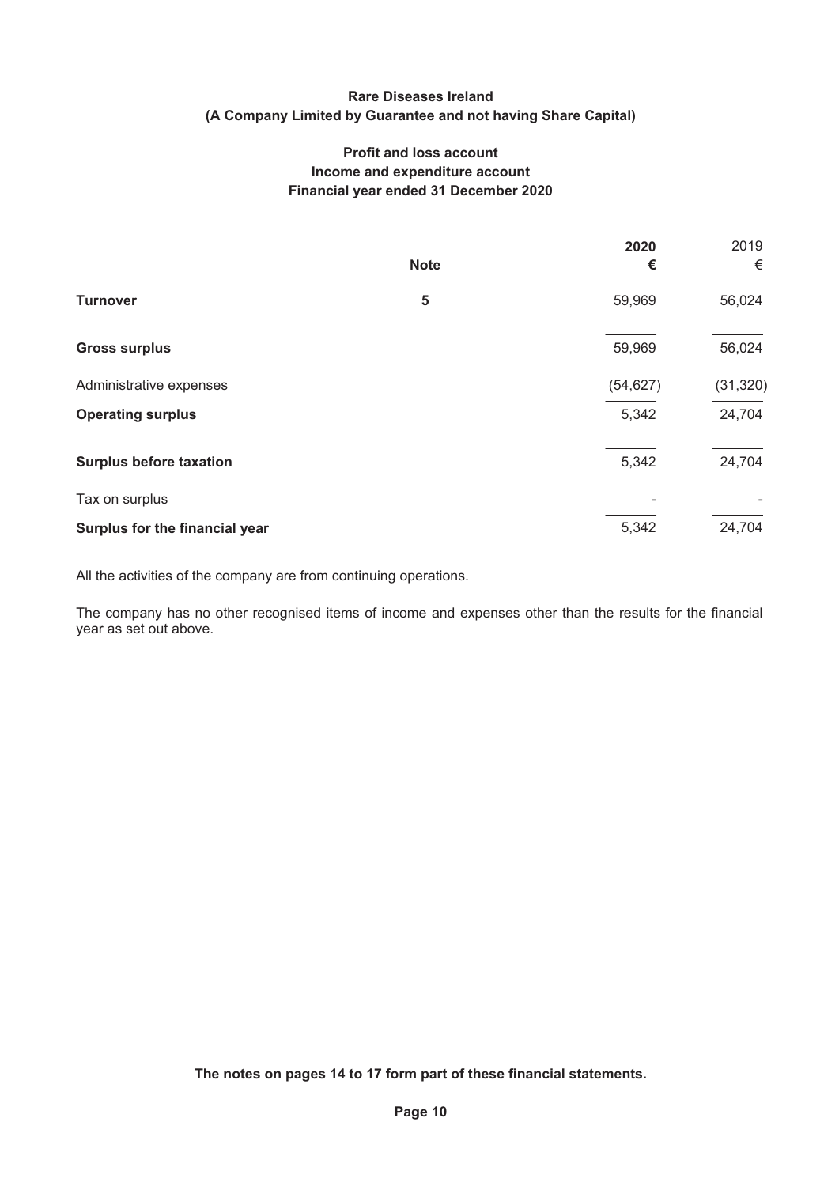**Rare Diseases Ireland**
**(A Company Limited by Guarantee and not having Share Capital)**

## Profit and loss account
## Income and expenditure account
## Financial year ended 31 December 2020

| | Note | 2020 € | 2019 € |
|---|---|---|---|
| **Turnover** | 5 | 59,969 | 56,024 |
| **Gross surplus** | | 59,969 | 56,024 |
| Administrative expenses | | (54,627) | (31,320) |
| **Operating surplus** | | 5,342 | 24,704 |
| **Surplus before taxation** | | 5,342 | 24,704 |
| Tax on surplus | | - | - |
| **Surplus for the financial year** | | 5,342 | 24,704 |

All the activities of the company are from continuing operations.

The company has no other recognised items of income and expenses other than the results for the financial year as set out above.

**The notes on pages 14 to 17 form part of these financial statements.**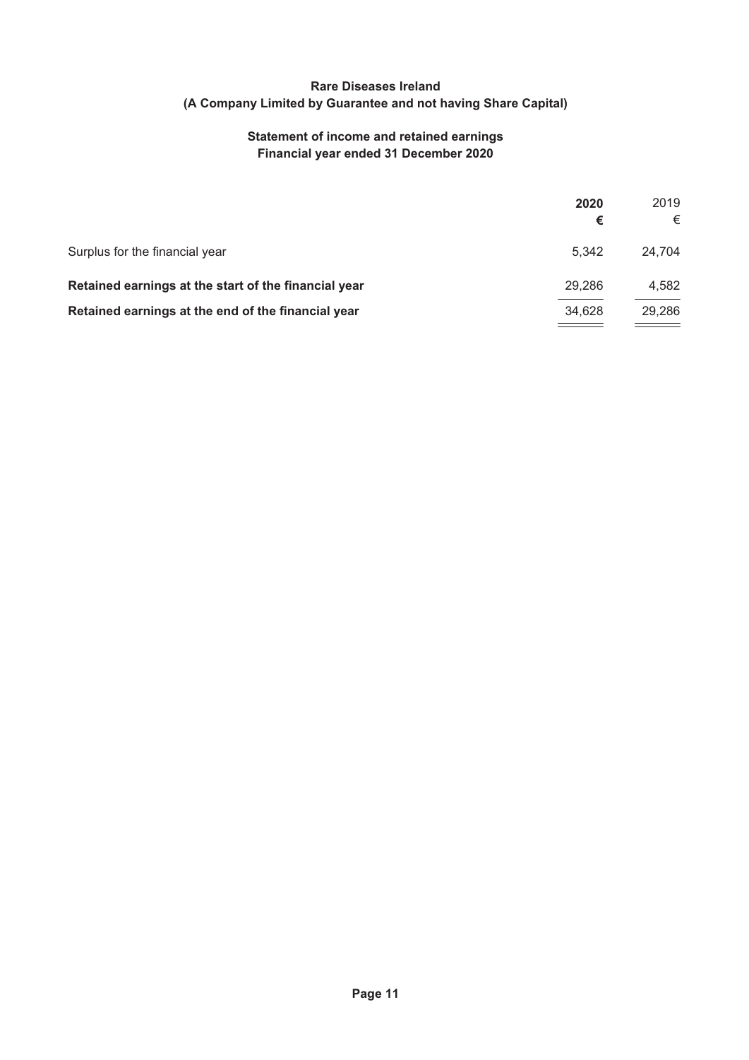**Rare Diseases Ireland**
**(A Company Limited by Guarantee and not having Share Capital)**

**Statement of income and retained earnings**
**Financial year ended 31 December 2020**

| | **2020** | 2019 |
|---|---|---|
| | **€** | € |
| Surplus for the financial year | 5,342 | 24,704 |
| **Retained earnings at the start of the financial year** | 29,286 | 4,582 |
| **Retained earnings at the end of the financial year** | 34,628 | 29,286 |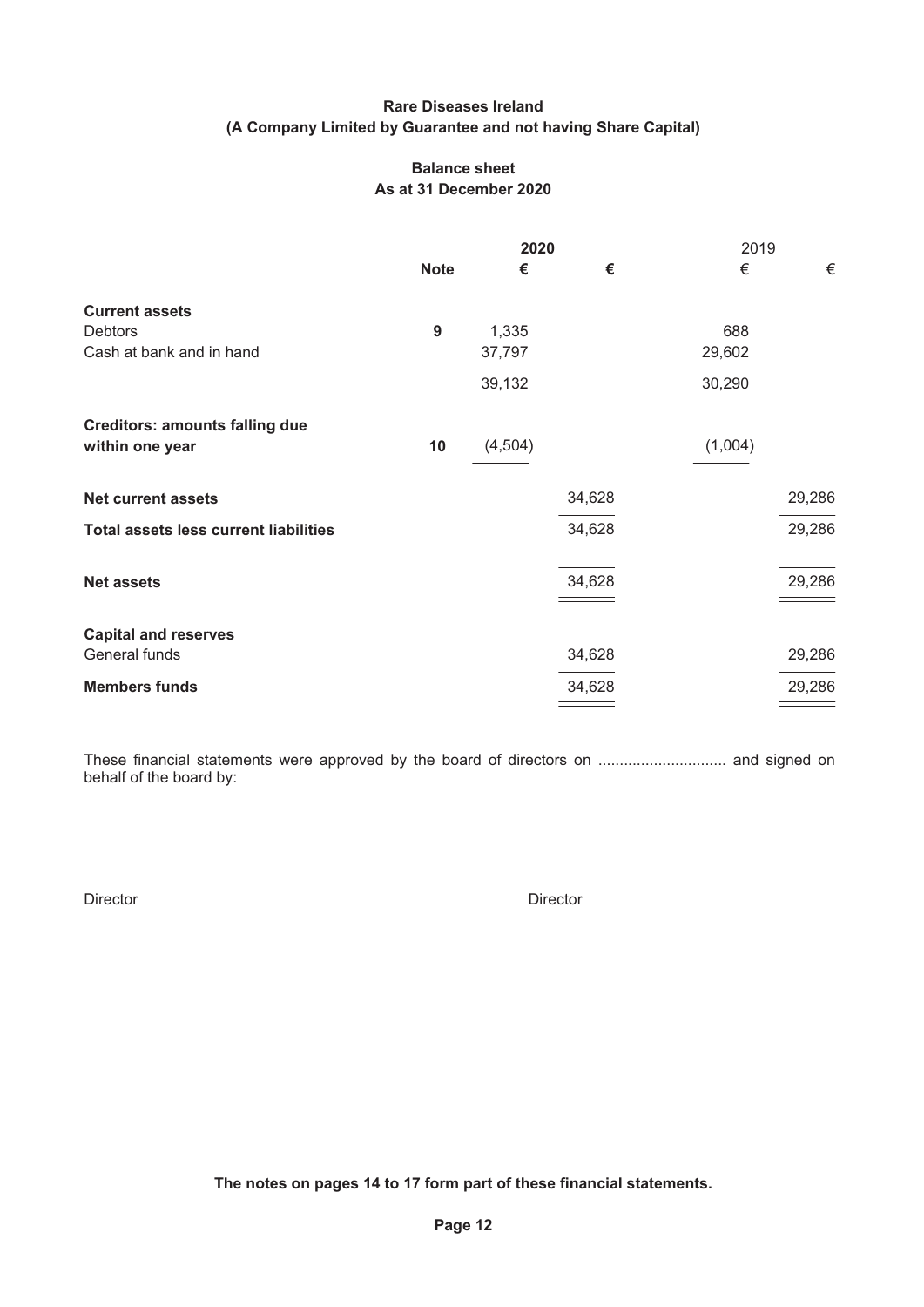**Rare Diseases Ireland**
**(A Company Limited by Guarantee and not having Share Capital)**

**Balance sheet**
**As at 31 December 2020**

| | Note | 2020 € | 2020 € | 2019 € | 2019 € |
|---|---|---|---|---|---|
| **Current assets** | | | | | |
| Debtors | 9 | 1,335 | | 688 | |
| Cash at bank and in hand | | 37,797 | | 29,602 | |
| | | 39,132 | | 30,290 | |
| **Creditors: amounts falling due within one year** | 10 | (4,504) | | (1,004) | |
| **Net current assets** | | | 34,628 | | 29,286 |
| **Total assets less current liabilities** | | | 34,628 | | 29,286 |
| **Net assets** | | | 34,628 | | 29,286 |
| **Capital and reserves** | | | | | |
| General funds | | | 34,628 | | 29,286 |
| **Members funds** | | | 34,628 | | 29,286 |

These financial statements were approved by the board of directors on ............................. and signed on behalf of the board by:

Director

Director

**The notes on pages 14 to 17 form part of these financial statements.**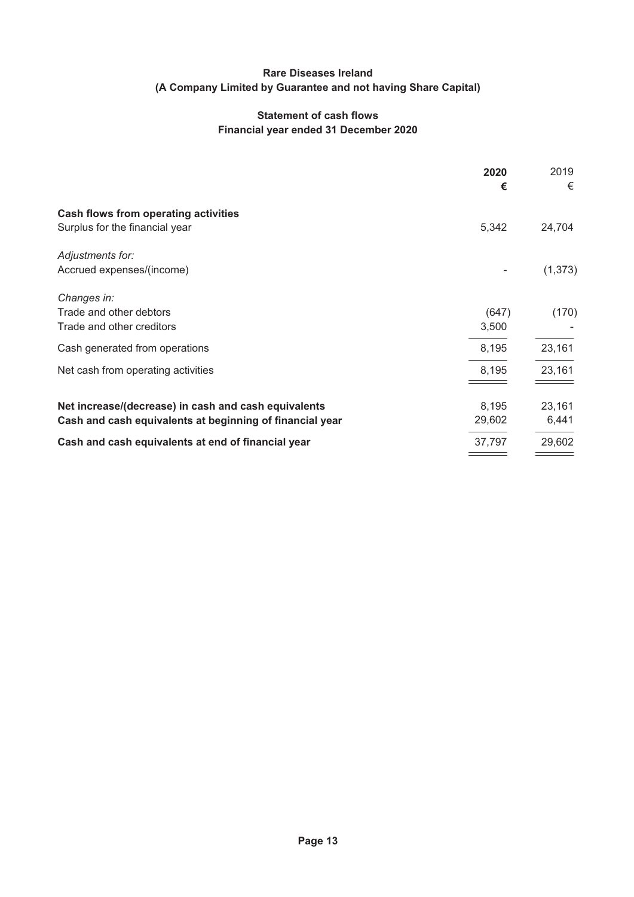**Rare Diseases Ireland**
**(A Company Limited by Guarantee and not having Share Capital)**

**Statement of cash flows**
**Financial year ended 31 December 2020**

| | **2020** | 2019 |
|---|---|---|
| | **€** | € |
| **Cash flows from operating activities** | | |
| Surplus for the financial year | 5,342 | 24,704 |
| *Adjustments for:* | | |
| Accrued expenses/(income) | - | (1,373) |
| *Changes in:* | | |
| Trade and other debtors | (647) | (170) |
| Trade and other creditors | 3,500 | - |
| Cash generated from operations | 8,195 | 23,161 |
| Net cash from operating activities | 8,195 | 23,161 |
| **Net increase/(decrease) in cash and cash equivalents** | 8,195 | 23,161 |
| **Cash and cash equivalents at beginning of financial year** | 29,602 | 6,441 |
| **Cash and cash equivalents at end of financial year** | 37,797 | 29,602 |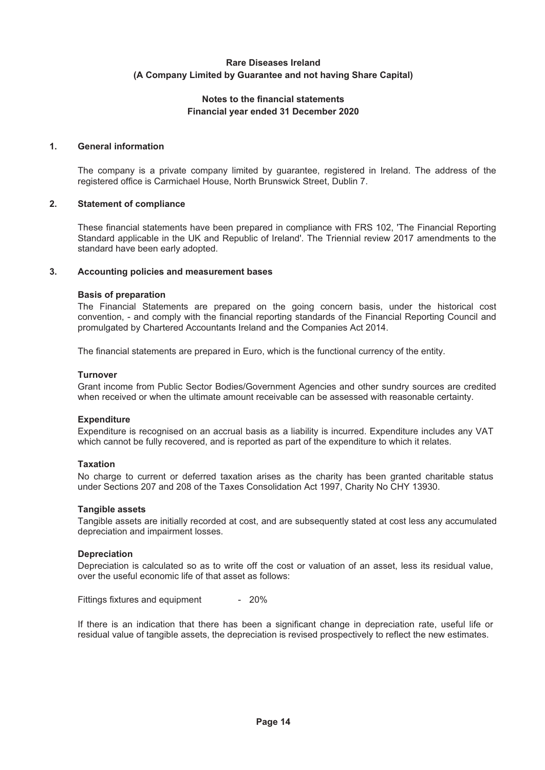**Rare Diseases Ireland**
**(A Company Limited by Guarantee and not having Share Capital)**

**Notes to the financial statements**
**Financial year ended 31 December 2020**

## 1. General information

The company is a private company limited by guarantee, registered in Ireland. The address of the registered office is Carmichael House, North Brunswick Street, Dublin 7.

## 2. Statement of compliance

These financial statements have been prepared in compliance with FRS 102, 'The Financial Reporting Standard applicable in the UK and Republic of Ireland'. The Triennial review 2017 amendments to the standard have been early adopted.

## 3. Accounting policies and measurement bases

**Basis of preparation**
The Financial Statements are prepared on the going concern basis, under the historical cost convention, - and comply with the financial reporting standards of the Financial Reporting Council and promulgated by Chartered Accountants Ireland and the Companies Act 2014.

The financial statements are prepared in Euro, which is the functional currency of the entity.

**Turnover**
Grant income from Public Sector Bodies/Government Agencies and other sundry sources are credited when received or when the ultimate amount receivable can be assessed with reasonable certainty.

**Expenditure**
Expenditure is recognised on an accrual basis as a liability is incurred. Expenditure includes any VAT which cannot be fully recovered, and is reported as part of the expenditure to which it relates.

**Taxation**
No charge to current or deferred taxation arises as the charity has been granted charitable status under Sections 207 and 208 of the Taxes Consolidation Act 1997, Charity No CHY 13930.

**Tangible assets**
Tangible assets are initially recorded at cost, and are subsequently stated at cost less any accumulated depreciation and impairment losses.

**Depreciation**
Depreciation is calculated so as to write off the cost or valuation of an asset, less its residual value, over the useful economic life of that asset as follows:

Fittings fixtures and equipment - 20%

If there is an indication that there has been a significant change in depreciation rate, useful life or residual value of tangible assets, the depreciation is revised prospectively to reflect the new estimates.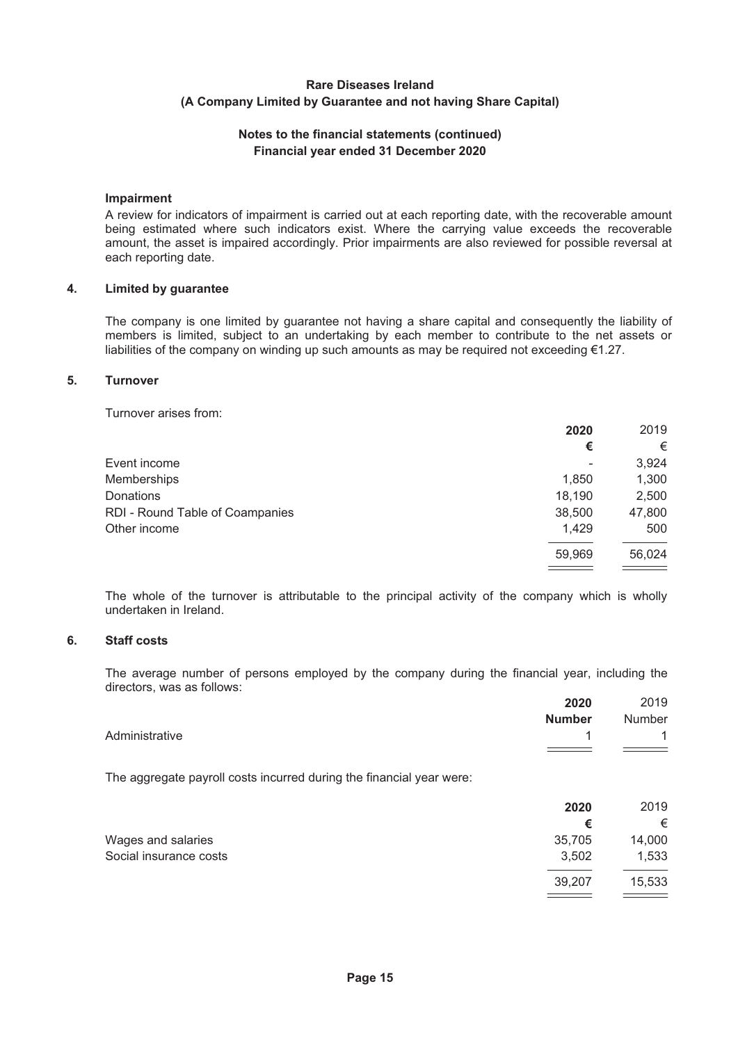**Rare Diseases Ireland**
**(A Company Limited by Guarantee and not having Share Capital)**

**Notes to the financial statements (continued)**
**Financial year ended 31 December 2020**

### Impairment

A review for indicators of impairment is carried out at each reporting date, with the recoverable amount being estimated where such indicators exist. Where the carrying value exceeds the recoverable amount, the asset is impaired accordingly. Prior impairments are also reviewed for possible reversal at each reporting date.

## 4. Limited by guarantee

The company is one limited by guarantee not having a share capital and consequently the liability of members is limited, subject to an undertaking by each member to contribute to the net assets or liabilities of the company on winding up such amounts as may be required not exceeding €1.27.

## 5. Turnover

Turnover arises from:

| | **2020** | 2019 |
|---|---|---|
| | **€** | € |
| Event income | - | 3,924 |
| Memberships | 1,850 | 1,300 |
| Donations | 18,190 | 2,500 |
| RDI - Round Table of Coampanies | 38,500 | 47,800 |
| Other income | 1,429 | 500 |
| | 59,969 | 56,024 |

The whole of the turnover is attributable to the principal activity of the company which is wholly undertaken in Ireland.

## 6. Staff costs

The average number of persons employed by the company during the financial year, including the directors, was as follows:

| | **2020** | 2019 |
|---|---|---|
| | **Number** | Number |
| Administrative | 1 | 1 |

The aggregate payroll costs incurred during the financial year were:

| | **2020** | 2019 |
|---|---|---|
| | **€** | € |
| Wages and salaries | 35,705 | 14,000 |
| Social insurance costs | 3,502 | 1,533 |
| | 39,207 | 15,533 |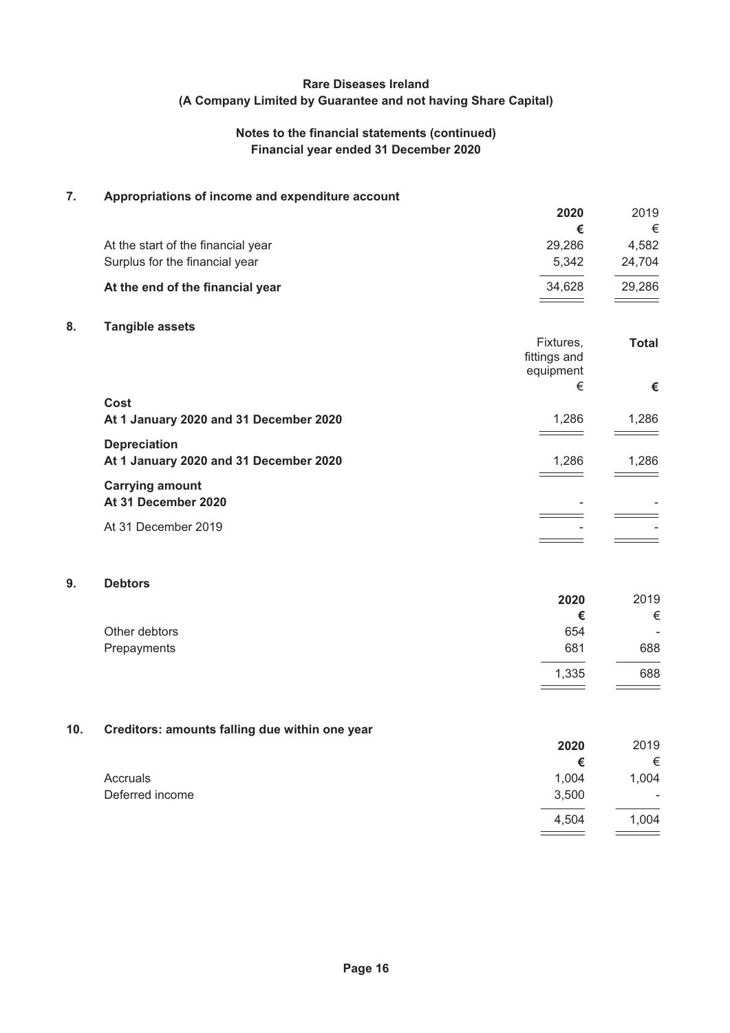**Rare Diseases Ireland**
**(A Company Limited by Guarantee and not having Share Capital)**

**Notes to the financial statements (continued)**
**Financial year ended 31 December 2020**

## 7. Appropriations of income and expenditure account

| | **2020** | 2019 |
|---|---|---|
| | **€** | € |
| At the start of the financial year | 29,286 | 4,582 |
| Surplus for the financial year | 5,342 | 24,704 |
| **At the end of the financial year** | 34,628 | 29,286 |

## 8. Tangible assets

| | Fixtures, fittings and equipment | **Total** |
|---|---|---|
| | € | **€** |
| **Cost** | | |
| **At 1 January 2020 and 31 December 2020** | 1,286 | 1,286 |
| **Depreciation** | | |
| **At 1 January 2020 and 31 December 2020** | 1,286 | 1,286 |
| **Carrying amount** | | |
| **At 31 December 2020** | - | - |
| At 31 December 2019 | - | - |

## 9. Debtors

| | **2020** | 2019 |
|---|---|---|
| | **€** | € |
| Other debtors | 654 | - |
| Prepayments | 681 | 688 |
| | 1,335 | 688 |

## 10. Creditors: amounts falling due within one year

| | **2020** | 2019 |
|---|---|---|
| | **€** | € |
| Accruals | 1,004 | 1,004 |
| Deferred income | 3,500 | - |
| | 4,504 | 1,004 |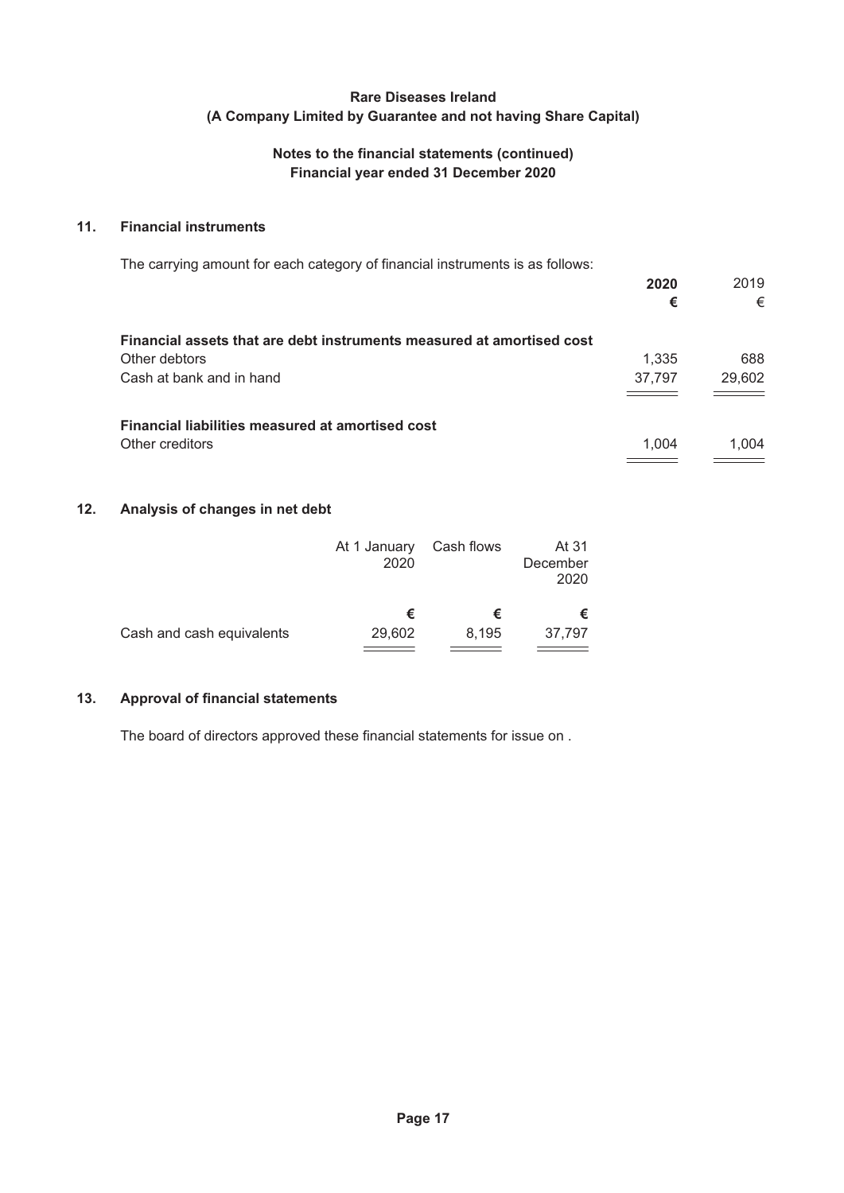**Rare Diseases Ireland**
**(A Company Limited by Guarantee and not having Share Capital)**

**Notes to the financial statements (continued)**
**Financial year ended 31 December 2020**

## 11. Financial instruments

The carrying amount for each category of financial instruments is as follows:

| | **2020** | 2019 |
|---|---|---|
| | **€** | € |
| **Financial assets that are debt instruments measured at amortised cost** | | |
| Other debtors | 1,335 | 688 |
| Cash at bank and in hand | 37,797 | 29,602 |
| **Financial liabilities measured at amortised cost** | | |
| Other creditors | 1,004 | 1,004 |

## 12. Analysis of changes in net debt

| | At 1 January 2020 | Cash flows | At 31 December 2020 |
|---|---|---|---|
| | **€** | **€** | **€** |
| Cash and cash equivalents | 29,602 | 8,195 | 37,797 |

## 13. Approval of financial statements

The board of directors approved these financial statements for issue on .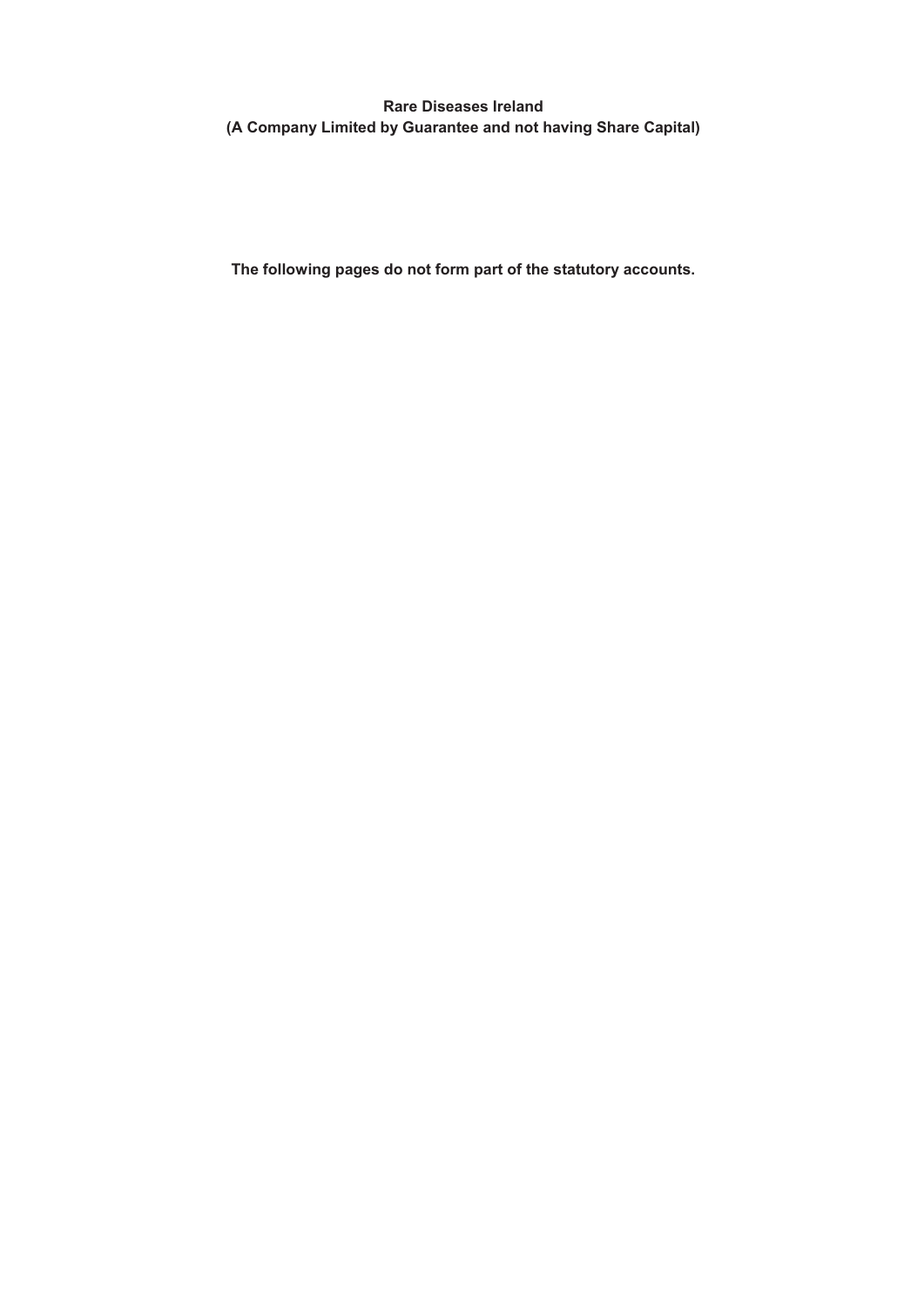**Rare Diseases Ireland**
**(A Company Limited by Guarantee and not having Share Capital)**

**The following pages do not form part of the statutory accounts.**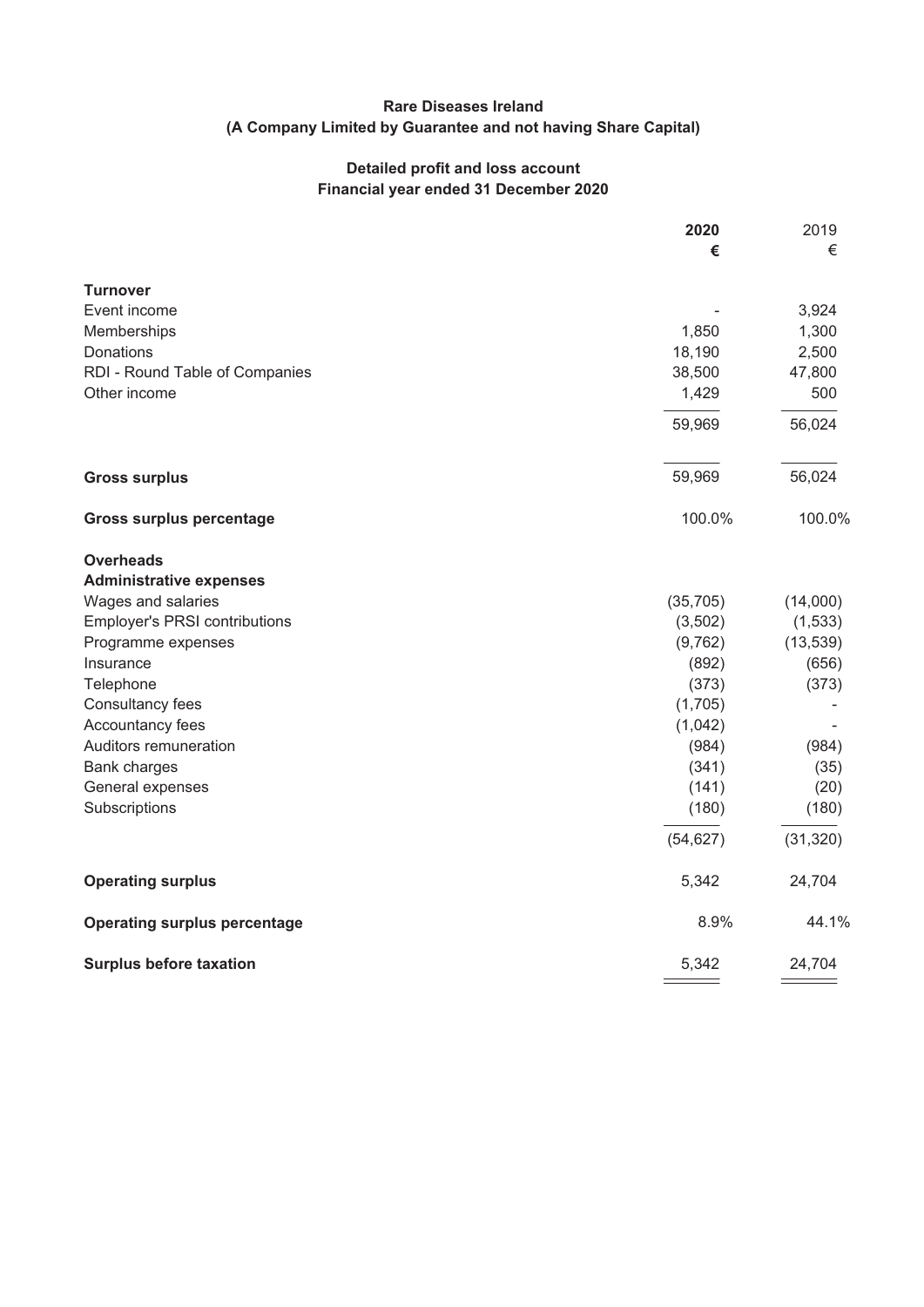**Rare Diseases Ireland**
**(A Company Limited by Guarantee and not having Share Capital)**

**Detailed profit and loss account**
**Financial year ended 31 December 2020**

| | **2020** | 2019 |
|---|---|---|
| | **€** | € |
| **Turnover** | | |
| Event income | - | 3,924 |
| Memberships | 1,850 | 1,300 |
| Donations | 18,190 | 2,500 |
| RDI - Round Table of Companies | 38,500 | 47,800 |
| Other income | 1,429 | 500 |
| | 59,969 | 56,024 |
| **Gross surplus** | 59,969 | 56,024 |
| **Gross surplus percentage** | 100.0% | 100.0% |
| **Overheads** | | |
| **Administrative expenses** | | |
| Wages and salaries | (35,705) | (14,000) |
| Employer's PRSI contributions | (3,502) | (1,533) |
| Programme expenses | (9,762) | (13,539) |
| Insurance | (892) | (656) |
| Telephone | (373) | (373) |
| Consultancy fees | (1,705) | - |
| Accountancy fees | (1,042) | - |
| Auditors remuneration | (984) | (984) |
| Bank charges | (341) | (35) |
| General expenses | (141) | (20) |
| Subscriptions | (180) | (180) |
| | (54,627) | (31,320) |
| **Operating surplus** | 5,342 | 24,704 |
| **Operating surplus percentage** | 8.9% | 44.1% |
| **Surplus before taxation** | 5,342 | 24,704 |